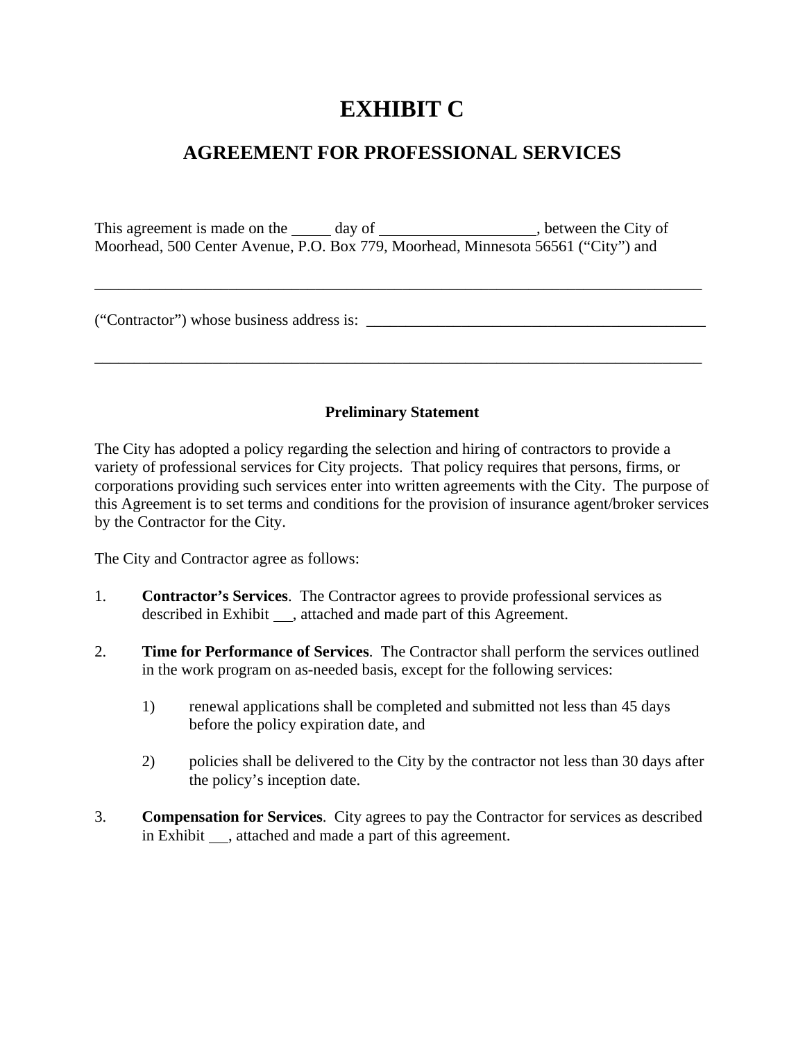# EXHIBIT C

## AGREEMENT FOR PROFESSIONAL SERVICES

This agreement is made on the _____ day of ____________________, between the City of Moorhead, 500 Center Avenue, P.O. Box 779, Moorhead, Minnesota 56561 ("City") and

_________________________________________________________________________________

("Contractor") whose business address is: _____________________________________________

_________________________________________________________________________________

**Preliminary Statement**

The City has adopted a policy regarding the selection and hiring of contractors to provide a variety of professional services for City projects. That policy requires that persons, firms, or corporations providing such services enter into written agreements with the City. The purpose of this Agreement is to set terms and conditions for the provision of insurance agent/broker services by the Contractor for the City.

The City and Contractor agree as follows:

1. **Contractor's Services**. The Contractor agrees to provide professional services as described in Exhibit __, attached and made part of this Agreement.

2. **Time for Performance of Services**. The Contractor shall perform the services outlined in the work program on as-needed basis, except for the following services:

   1) renewal applications shall be completed and submitted not less than 45 days before the policy expiration date, and

   2) policies shall be delivered to the City by the contractor not less than 30 days after the policy's inception date.

3. **Compensation for Services**. City agrees to pay the Contractor for services as described in Exhibit __, attached and made a part of this agreement.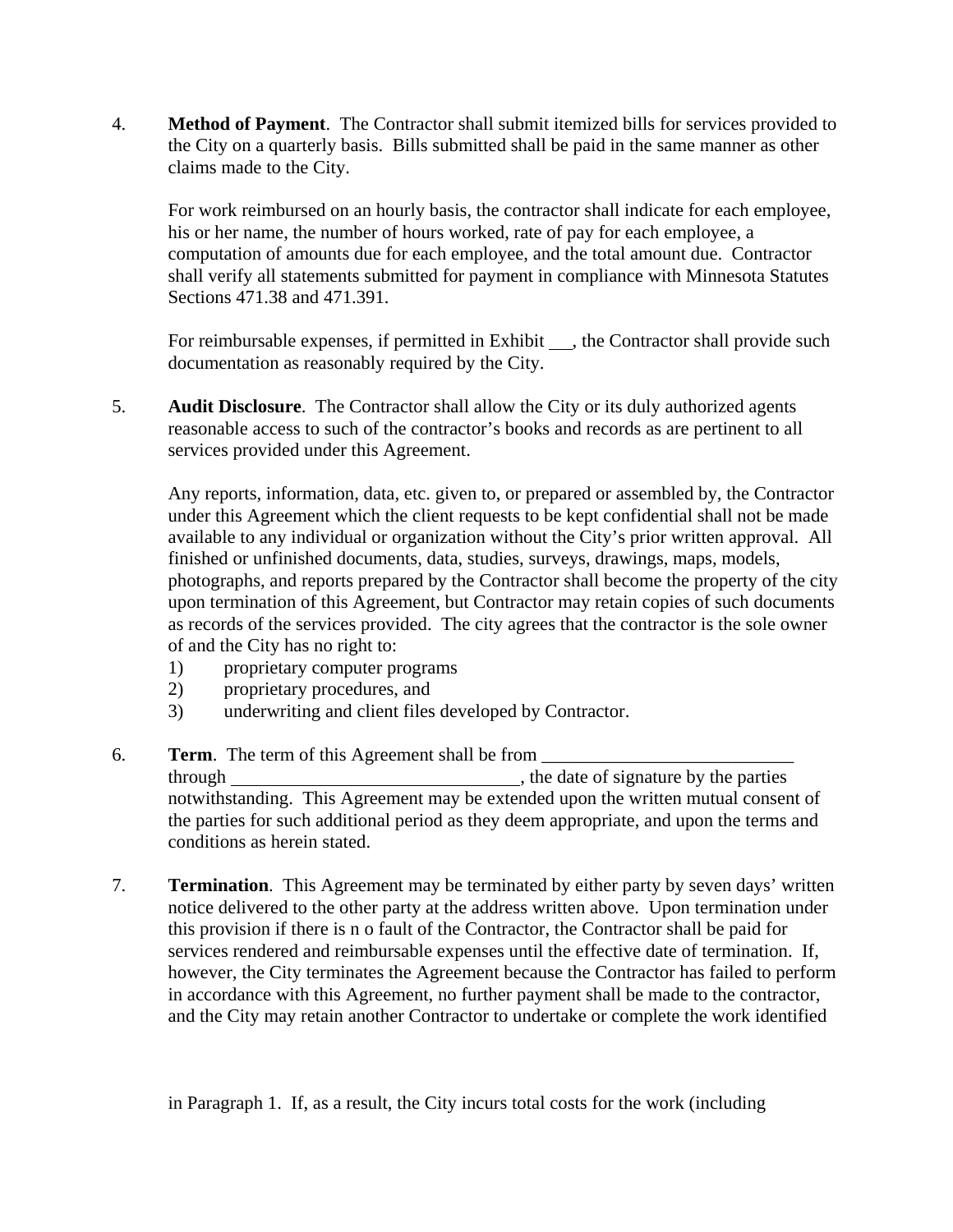4. **Method of Payment**. The Contractor shall submit itemized bills for services provided to the City on a quarterly basis. Bills submitted shall be paid in the same manner as other claims made to the City.

   For work reimbursed on an hourly basis, the contractor shall indicate for each employee, his or her name, the number of hours worked, rate of pay for each employee, a computation of amounts due for each employee, and the total amount due. Contractor shall verify all statements submitted for payment in compliance with Minnesota Statutes Sections 471.38 and 471.391.

   For reimbursable expenses, if permitted in Exhibit ___, the Contractor shall provide such documentation as reasonably required by the City.

5. **Audit Disclosure**. The Contractor shall allow the City or its duly authorized agents reasonable access to such of the contractor's books and records as are pertinent to all services provided under this Agreement.

   Any reports, information, data, etc. given to, or prepared or assembled by, the Contractor under this Agreement which the client requests to be kept confidential shall not be made available to any individual or organization without the City's prior written approval. All finished or unfinished documents, data, studies, surveys, drawings, maps, models, photographs, and reports prepared by the Contractor shall become the property of the city upon termination of this Agreement, but Contractor may retain copies of such documents as records of the services provided. The city agrees that the contractor is the sole owner of and the City has no right to:
   1) proprietary computer programs
   2) proprietary procedures, and
   3) underwriting and client files developed by Contractor.

6. **Term**. The term of this Agreement shall be from ___________________________ through _______________________________, the date of signature by the parties notwithstanding. This Agreement may be extended upon the written mutual consent of the parties for such additional period as they deem appropriate, and upon the terms and conditions as herein stated.

7. **Termination**. This Agreement may be terminated by either party by seven days' written notice delivered to the other party at the address written above. Upon termination under this provision if there is n o fault of the Contractor, the Contractor shall be paid for services rendered and reimbursable expenses until the effective date of termination. If, however, the City terminates the Agreement because the Contractor has failed to perform in accordance with this Agreement, no further payment shall be made to the contractor, and the City may retain another Contractor to undertake or complete the work identified in Paragraph 1. If, as a result, the City incurs total costs for the work (including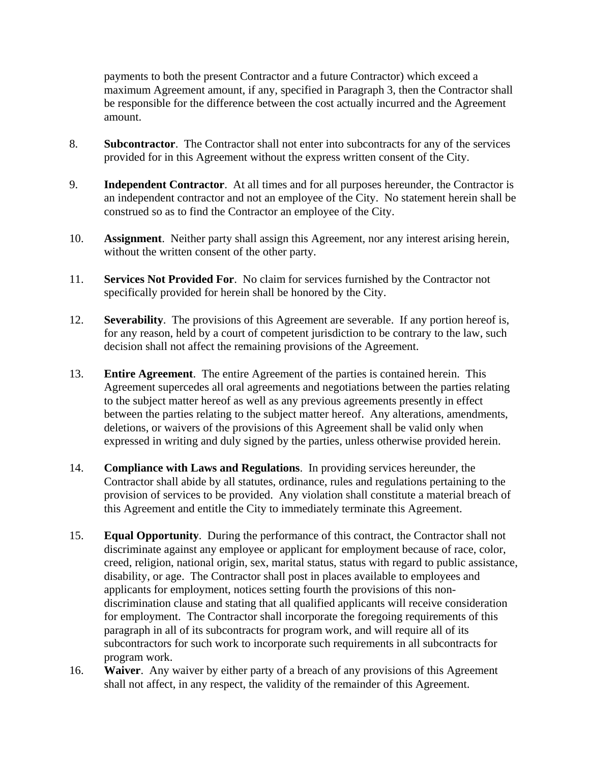payments to both the present Contractor and a future Contractor) which exceed a maximum Agreement amount, if any, specified in Paragraph 3, then the Contractor shall be responsible for the difference between the cost actually incurred and the Agreement amount.

8. **Subcontractor**. The Contractor shall not enter into subcontracts for any of the services provided for in this Agreement without the express written consent of the City.

9. **Independent Contractor**. At all times and for all purposes hereunder, the Contractor is an independent contractor and not an employee of the City. No statement herein shall be construed so as to find the Contractor an employee of the City.

10. **Assignment**. Neither party shall assign this Agreement, nor any interest arising herein, without the written consent of the other party.

11. **Services Not Provided For**. No claim for services furnished by the Contractor not specifically provided for herein shall be honored by the City.

12. **Severability**. The provisions of this Agreement are severable. If any portion hereof is, for any reason, held by a court of competent jurisdiction to be contrary to the law, such decision shall not affect the remaining provisions of the Agreement.

13. **Entire Agreement**. The entire Agreement of the parties is contained herein. This Agreement supercedes all oral agreements and negotiations between the parties relating to the subject matter hereof as well as any previous agreements presently in effect between the parties relating to the subject matter hereof. Any alterations, amendments, deletions, or waivers of the provisions of this Agreement shall be valid only when expressed in writing and duly signed by the parties, unless otherwise provided herein.

14. **Compliance with Laws and Regulations**. In providing services hereunder, the Contractor shall abide by all statutes, ordinance, rules and regulations pertaining to the provision of services to be provided. Any violation shall constitute a material breach of this Agreement and entitle the City to immediately terminate this Agreement.

15. **Equal Opportunity**. During the performance of this contract, the Contractor shall not discriminate against any employee or applicant for employment because of race, color, creed, religion, national origin, sex, marital status, status with regard to public assistance, disability, or age. The Contractor shall post in places available to employees and applicants for employment, notices setting fourth the provisions of this non-discrimination clause and stating that all qualified applicants will receive consideration for employment. The Contractor shall incorporate the foregoing requirements of this paragraph in all of its subcontracts for program work, and will require all of its subcontractors for such work to incorporate such requirements in all subcontracts for program work.

16. **Waiver**. Any waiver by either party of a breach of any provisions of this Agreement shall not affect, in any respect, the validity of the remainder of this Agreement.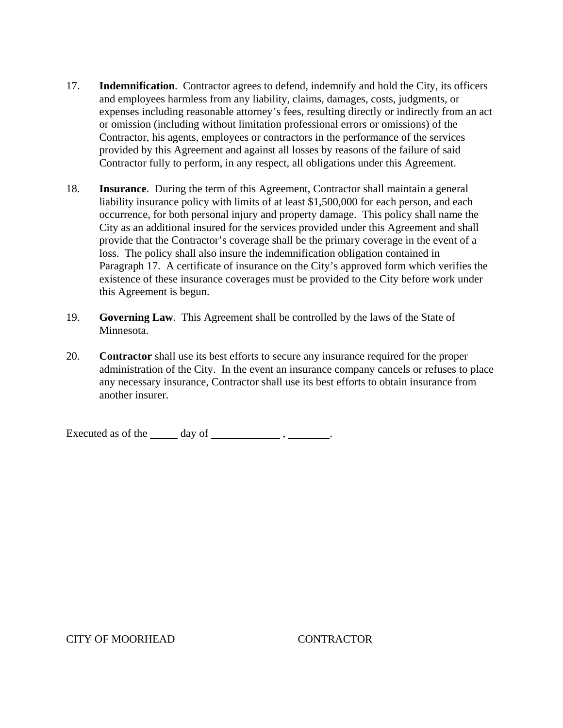17. **Indemnification**. Contractor agrees to defend, indemnify and hold the City, its officers and employees harmless from any liability, claims, damages, costs, judgments, or expenses including reasonable attorney's fees, resulting directly or indirectly from an act or omission (including without limitation professional errors or omissions) of the Contractor, his agents, employees or contractors in the performance of the services provided by this Agreement and against all losses by reasons of the failure of said Contractor fully to perform, in any respect, all obligations under this Agreement.

18. **Insurance**. During the term of this Agreement, Contractor shall maintain a general liability insurance policy with limits of at least $1,500,000 for each person, and each occurrence, for both personal injury and property damage. This policy shall name the City as an additional insured for the services provided under this Agreement and shall provide that the Contractor's coverage shall be the primary coverage in the event of a loss. The policy shall also insure the indemnification obligation contained in Paragraph 17. A certificate of insurance on the City's approved form which verifies the existence of these insurance coverages must be provided to the City before work under this Agreement is begun.

19. **Governing Law**. This Agreement shall be controlled by the laws of the State of Minnesota.

20. **Contractor** shall use its best efforts to secure any insurance required for the proper administration of the City. In the event an insurance company cancels or refuses to place any necessary insurance, Contractor shall use its best efforts to obtain insurance from another insurer.

Executed as of the _____ day of _____________ , ________.

CITY OF MOORHEAD CONTRACTOR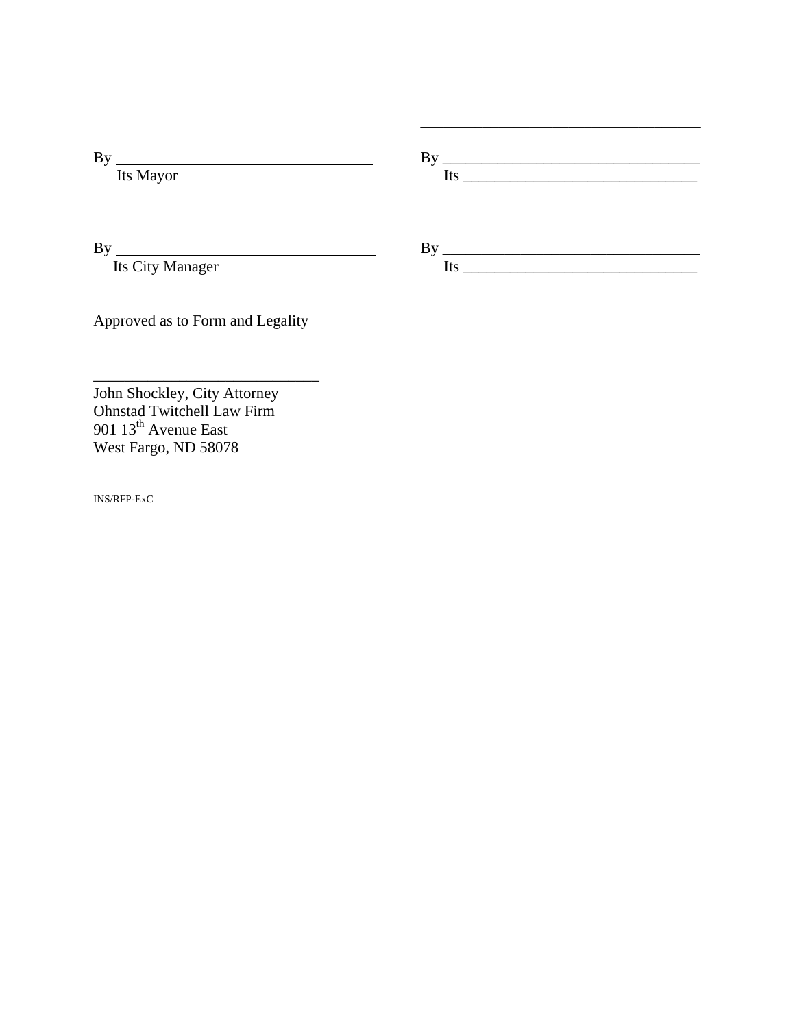\_\_\_\_\_\_\_\_\_\_\_\_\_\_\_\_\_\_\_\_\_\_\_\_\_\_\_\_\_\_\_\_\_\_\_

By \_\_\_\_\_\_\_\_\_\_\_\_\_\_\_\_\_\_\_\_\_\_\_\_\_\_\_\_\_\_\_\_\_\_
Its Mayor

By \_\_\_\_\_\_\_\_\_\_\_\_\_\_\_\_\_\_\_\_\_\_\_\_\_\_\_\_\_\_\_\_\_\_
Its \_\_\_\_\_\_\_\_\_\_\_\_\_\_\_\_\_\_\_\_\_\_\_\_\_\_\_\_\_\_

By \_\_\_\_\_\_\_\_\_\_\_\_\_\_\_\_\_\_\_\_\_\_\_\_\_\_\_\_\_\_\_\_\_\_
Its City Manager

By \_\_\_\_\_\_\_\_\_\_\_\_\_\_\_\_\_\_\_\_\_\_\_\_\_\_\_\_\_\_\_\_\_\_
Its \_\_\_\_\_\_\_\_\_\_\_\_\_\_\_\_\_\_\_\_\_\_\_\_\_\_\_\_\_\_

Approved as to Form and Legality

\_\_\_\_\_\_\_\_\_\_\_\_\_\_\_\_\_\_\_\_\_\_\_\_\_\_\_\_\_\_
John Shockley, City Attorney
Ohnstad Twitchell Law Firm
901 13th Avenue East
West Fargo, ND 58078

INS/RFP-ExC